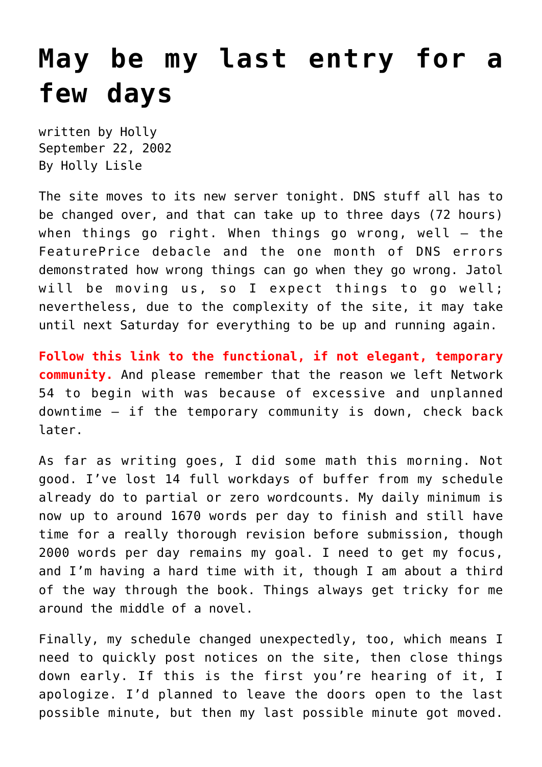# May be my last entry for a few days

written by Holly
September 22, 2002
By Holly Lisle

The site moves to its new server tonight. DNS stuff all has to be changed over, and that can take up to three days (72 hours) when things go right. When things go wrong, well — the FeaturePrice debacle and the one month of DNS errors demonstrated how wrong things can go when they go wrong. Jatol will be moving us, so I expect things to go well; nevertheless, due to the complexity of the site, it may take until next Saturday for everything to be up and running again.

**Follow this link to the functional, if not elegant, temporary community.** And please remember that the reason we left Network 54 to begin with was because of excessive and unplanned downtime — if the temporary community is down, check back later.

As far as writing goes, I did some math this morning. Not good. I've lost 14 full workdays of buffer from my schedule already do to partial or zero wordcounts. My daily minimum is now up to around 1670 words per day to finish and still have time for a really thorough revision before submission, though 2000 words per day remains my goal. I need to get my focus, and I'm having a hard time with it, though I am about a third of the way through the book. Things always get tricky for me around the middle of a novel.

Finally, my schedule changed unexpectedly, too, which means I need to quickly post notices on the site, then close things down early. If this is the first you're hearing of it, I apologize. I'd planned to leave the doors open to the last possible minute, but then my last possible minute got moved.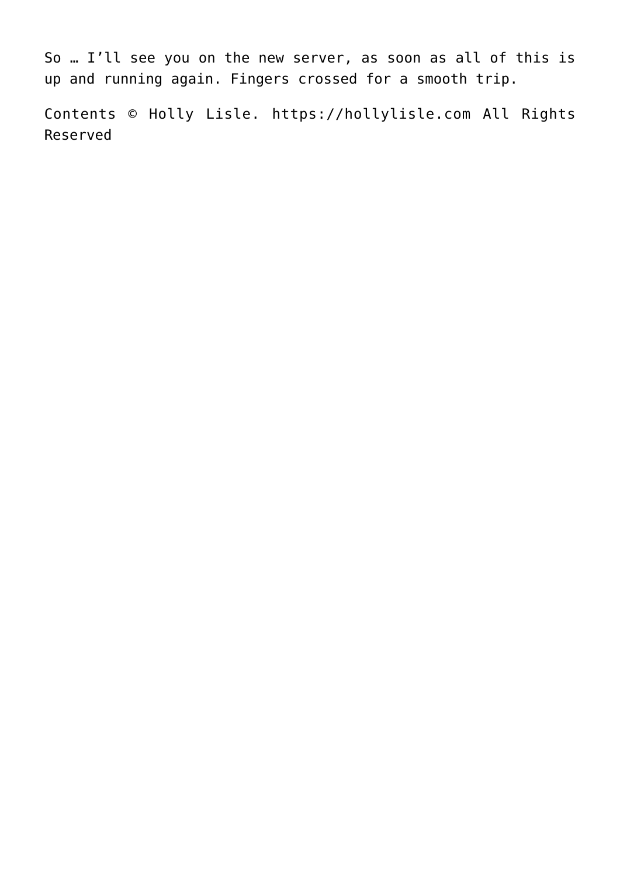So … I'll see you on the new server, as soon as all of this is up and running again. Fingers crossed for a smooth trip.

Contents © Holly Lisle. https://hollylisle.com All Rights Reserved